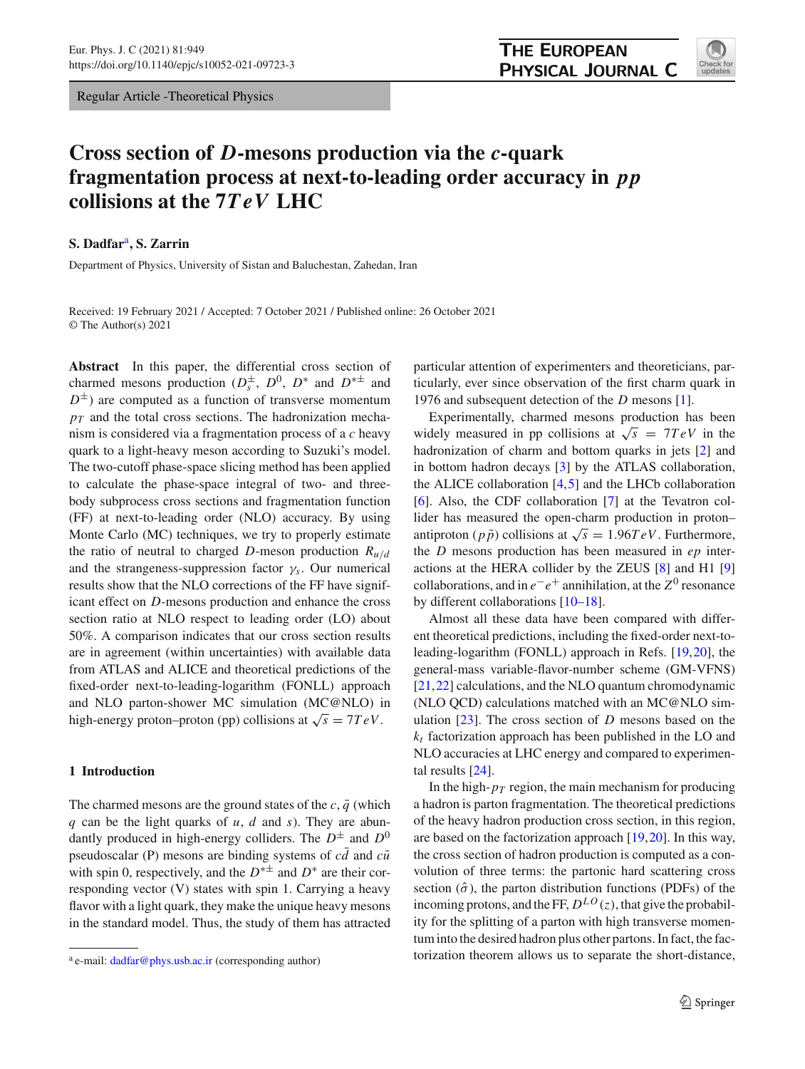Regular Article -Theoretical Physics

# Cross section of $D$-mesons production via the $c$-quark fragmentation process at next-to-leading order accuracy in $pp$ collisions at the $7TeV$ LHC

**S. Dadfar**[a], **S. Zarrin**

Department of Physics, University of Sistan and Baluchestan, Zahedan, Iran

Received: 19 February 2021 / Accepted: 7 October 2021 / Published online: 26 October 2021
© The Author(s) 2021

**Abstract** In this paper, the differential cross section of charmed mesons production ($D_s^{\pm}$, $D^0$, $D^*$ and $D^{*\pm}$ and $D^{\pm}$) are computed as a function of transverse momentum $p_T$ and the total cross sections. The hadronization mechanism is considered via a fragmentation process of a $c$ heavy quark to a light-heavy meson according to Suzuki's model. The two-cutoff phase-space slicing method has been applied to calculate the phase-space integral of two- and three-body subprocess cross sections and fragmentation function (FF) at next-to-leading order (NLO) accuracy. By using Monte Carlo (MC) techniques, we try to properly estimate the ratio of neutral to charged $D$-meson production $R_{u/d}$ and the strangeness-suppression factor $\gamma_s$. Our numerical results show that the NLO corrections of the FF have significant effect on $D$-mesons production and enhance the cross section ratio at NLO respect to leading order (LO) about 50%. A comparison indicates that our cross section results are in agreement (within uncertainties) with available data from ATLAS and ALICE and theoretical predictions of the fixed-order next-to-leading-logarithm (FONLL) approach and NLO parton-shower MC simulation (MC@NLO) in high-energy proton–proton (pp) collisions at $\sqrt{s} = 7TeV$.

## 1 Introduction

The charmed mesons are the ground states of the $c$, $\bar{q}$ (which $q$ can be the light quarks of $u$, $d$ and $s$). They are abundantly produced in high-energy colliders. The $D^{\pm}$ and $D^0$ pseudoscalar (P) mesons are binding systems of $c\bar{d}$ and $c\bar{u}$ with spin 0, respectively, and the $D^{*\pm}$ and $D^*$ are their corresponding vector (V) states with spin 1. Carrying a heavy flavor with a light quark, they make the unique heavy mesons in the standard model. Thus, the study of them has attracted particular attention of experimenters and theoreticians, particularly, ever since observation of the first charm quark in 1976 and subsequent detection of the $D$ mesons [1].

Experimentally, charmed mesons production has been widely measured in pp collisions at $\sqrt{s} = 7TeV$ in the hadronization of charm and bottom quarks in jets [2] and in bottom hadron decays [3] by the ATLAS collaboration, the ALICE collaboration [4,5] and the LHCb collaboration [6]. Also, the CDF collaboration [7] at the Tevatron collider has measured the open-charm production in proton–antiproton ($p\bar{p}$) collisions at $\sqrt{s} = 1.96TeV$. Furthermore, the $D$ mesons production has been measured in $ep$ interactions at the HERA collider by the ZEUS [8] and H1 [9] collaborations, and in $e^-e^+$ annihilation, at the $Z^0$ resonance by different collaborations [10–18].

Almost all these data have been compared with different theoretical predictions, including the fixed-order next-to-leading-logarithm (FONLL) approach in Refs. [19,20], the general-mass variable-flavor-number scheme (GM-VFNS) [21,22] calculations, and the NLO quantum chromodynamic (NLO QCD) calculations matched with an MC@NLO simulation [23]. The cross section of $D$ mesons based on the $k_t$ factorization approach has been published in the LO and NLO accuracies at LHC energy and compared to experimental results [24].

In the high-$p_T$ region, the main mechanism for producing a hadron is parton fragmentation. The theoretical predictions of the heavy hadron production cross section, in this region, are based on the factorization approach [19,20]. In this way, the cross section of hadron production is computed as a convolution of three terms: the partonic hard scattering cross section ($\hat{\sigma}$), the parton distribution functions (PDFs) of the incoming protons, and the FF, $D^{LO}(z)$, that give the probability for the splitting of a parton with high transverse momentum into the desired hadron plus other partons. In fact, the factorization theorem allows us to separate the short-distance,

[a] e-mail: dadfar@phys.usb.ac.ir (corresponding author)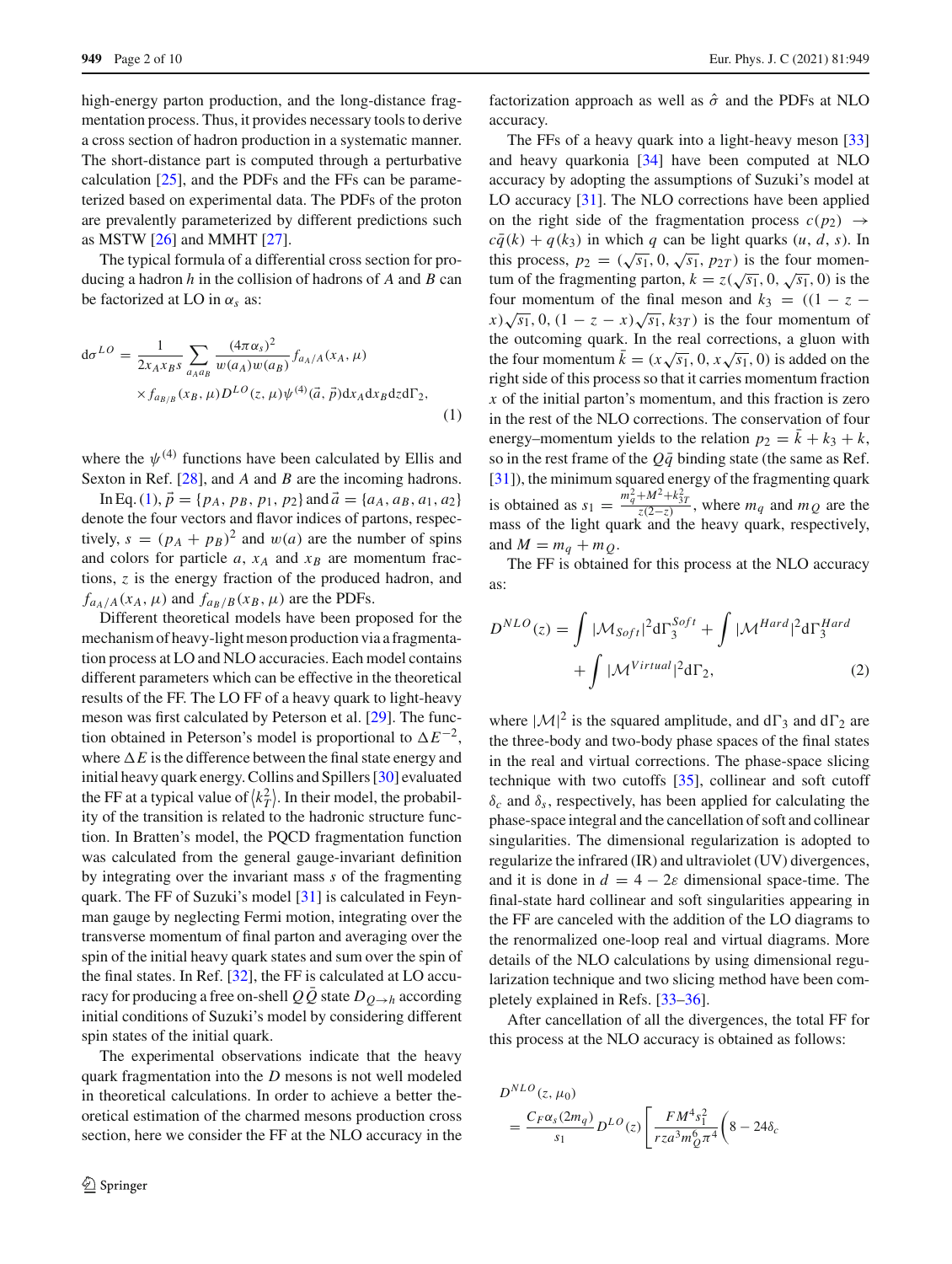high-energy parton production, and the long-distance fragmentation process. Thus, it provides necessary tools to derive a cross section of hadron production in a systematic manner. The short-distance part is computed through a perturbative calculation [25], and the PDFs and the FFs can be parameterized based on experimental data. The PDFs of the proton are prevalently parameterized by different predictions such as MSTW [26] and MMHT [27].

The typical formula of a differential cross section for producing a hadron $h$ in the collision of hadrons of $A$ and $B$ can be factorized at LO in $\alpha_s$ as:

$$
\mathrm{d}\sigma^{LO} = \frac{1}{2x_A x_B s} \sum_{a_A a_B} \frac{(4\pi\alpha_s)^2}{w(a_A)w(a_B)} f_{a_A/A}(x_A,\mu) \times f_{a_B/B}(x_B,\mu) D^{LO}(z,\mu)\psi^{(4)}(\vec{a},\vec{p})\mathrm{d}x_A \mathrm{d}x_B \mathrm{d}z \mathrm{d}\Gamma_2, \tag{1}
$$

where the $\psi^{(4)}$ functions have been calculated by Ellis and Sexton in Ref. [28], and $A$ and $B$ are the incoming hadrons.

In Eq. (1), $\vec{p} = \{p_A, p_B, p_1, p_2\}$ and $\vec{a} = \{a_A, a_B, a_1, a_2\}$ denote the four vectors and flavor indices of partons, respectively, $s = (p_A + p_B)^2$ and $w(a)$ are the number of spins and colors for particle $a$, $x_A$ and $x_B$ are momentum fractions, $z$ is the energy fraction of the produced hadron, and $f_{a_A/A}(x_A,\mu)$ and $f_{a_B/B}(x_B,\mu)$ are the PDFs.

Different theoretical models have been proposed for the mechanism of heavy-light meson production via a fragmentation process at LO and NLO accuracies. Each model contains different parameters which can be effective in the theoretical results of the FF. The LO FF of a heavy quark to light-heavy meson was first calculated by Peterson et al. [29]. The function obtained in Peterson's model is proportional to $\Delta E^{-2}$, where $\Delta E$ is the difference between the final state energy and initial heavy quark energy. Collins and Spillers [30] evaluated the FF at a typical value of $\langle k_T^2 \rangle$. In their model, the probability of the transition is related to the hadronic structure function. In Bratten's model, the PQCD fragmentation function was calculated from the general gauge-invariant definition by integrating over the invariant mass $s$ of the fragmenting quark. The FF of Suzuki's model [31] is calculated in Feynman gauge by neglecting Fermi motion, integrating over the transverse momentum of final parton and averaging over the spin of the initial heavy quark states and sum over the spin of the final states. In Ref. [32], the FF is calculated at LO accuracy for producing a free on-shell $Q\bar{Q}$ state $D_{Q\to h}$ according initial conditions of Suzuki's model by considering different spin states of the initial quark.

The experimental observations indicate that the heavy quark fragmentation into the $D$ mesons is not well modeled in theoretical calculations. In order to achieve a better theoretical estimation of the charmed mesons production cross section, here we consider the FF at the NLO accuracy in the factorization approach as well as $\hat{\sigma}$ and the PDFs at NLO accuracy.

The FFs of a heavy quark into a light-heavy meson [33] and heavy quarkonia [34] have been computed at NLO accuracy by adopting the assumptions of Suzuki's model at LO accuracy [31]. The NLO corrections have been applied on the right side of the fragmentation process $c(p_2) \to c\bar{q}(k) + q(k_3)$ in which $q$ can be light quarks ($u$, $d$, $s$). In this process, $p_2 = (\sqrt{s_1}, 0, \sqrt{s_1}, p_{2T})$ is the four momentum of the fragmenting parton, $k = z(\sqrt{s_1}, 0, \sqrt{s_1}, 0)$ is the four momentum of the final meson and $k_3 = ((1-z-x)\sqrt{s_1}, 0, (1-z-x)\sqrt{s_1}, k_{3T})$ is the four momentum of the outcoming quark. In the real corrections, a gluon with the four momentum $\bar{k} = (x\sqrt{s_1}, 0, x\sqrt{s_1}, 0)$ is added on the right side of this process so that it carries momentum fraction $x$ of the initial parton's momentum, and this fraction is zero in the rest of the NLO corrections. The conservation of four energy–momentum yields to the relation $p_2 = \bar{k} + k_3 + k$, so in the rest frame of the $Q\bar{q}$ binding state (the same as Ref. [31]), the minimum squared energy of the fragmenting quark is obtained as $s_1 = \frac{m_q^2 + M^2 + k_{3T}^2}{z(2-z)}$, where $m_q$ and $m_Q$ are the mass of the light quark and the heavy quark, respectively, and $M = m_q + m_Q$.

The FF is obtained for this process at the NLO accuracy as:

$$
D^{NLO}(z) = \int |\mathcal{M}_{Soft}|^2 \mathrm{d}\Gamma_3^{Soft} + \int |\mathcal{M}^{Hard}|^2 \mathrm{d}\Gamma_3^{Hard} + \int |\mathcal{M}^{Virtual}|^2 \mathrm{d}\Gamma_2, \tag{2}
$$

where $|\mathcal{M}|^2$ is the squared amplitude, and $\mathrm{d}\Gamma_3$ and $\mathrm{d}\Gamma_2$ are the three-body and two-body phase spaces of the final states in the real and virtual corrections. The phase-space slicing technique with two cutoffs [35], collinear and soft cutoff $\delta_c$ and $\delta_s$, respectively, has been applied for calculating the phase-space integral and the cancellation of soft and collinear singularities. The dimensional regularization is adopted to regularize the infrared (IR) and ultraviolet (UV) divergences, and it is done in $d = 4 - 2\varepsilon$ dimensional space-time. The final-state hard collinear and soft singularities appearing in the FF are canceled with the addition of the LO diagrams to the renormalized one-loop real and virtual diagrams. More details of the NLO calculations by using dimensional regularization technique and two slicing method have been completely explained in Refs. [33–36].

After cancellation of all the divergences, the total FF for this process at the NLO accuracy is obtained as follows:

$$
D^{NLO}(z,\mu_0) = \frac{C_F \alpha_s(2m_q)}{s_1} D^{LO}(z) \left[ \frac{F M^4 s_1^2}{r z a^3 m_Q^6 \pi^4} \Big( 8 - 24\delta_c \right.
$$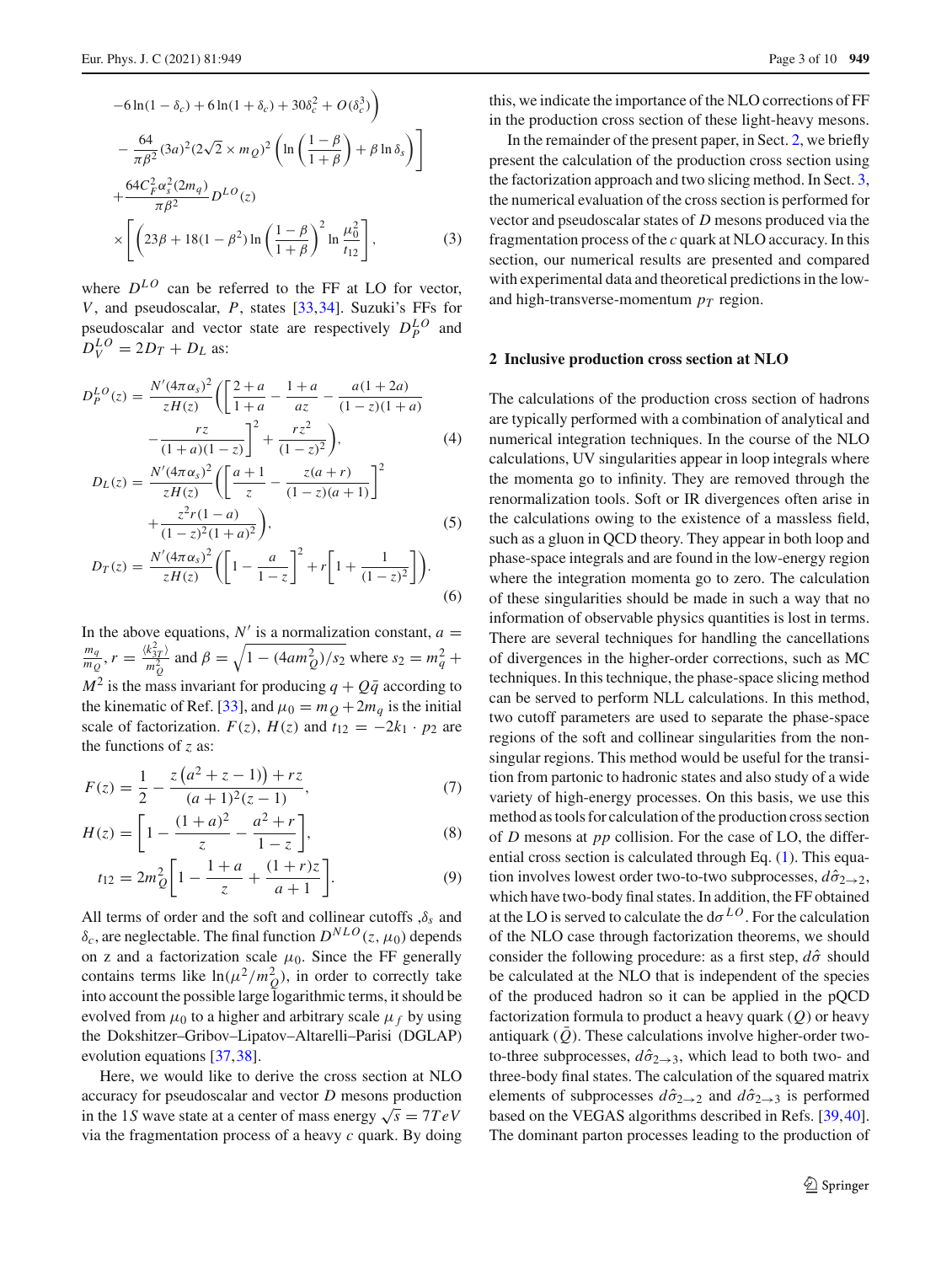$$-6\ln(1-\delta_c)+6\ln(1+\delta_c)+30\delta_c^2+O(\delta_c^3)\Big)$$

$$-\frac{64}{\pi\beta^2}(3a)^2(2\sqrt{2}\times m_Q)^2\left(\ln\left(\frac{1-\beta}{1+\beta}\right)+\beta\ln\delta_s\right)\Bigg]$$

$$+\frac{64C_F^2\alpha_s^2(2m_q)}{\pi\beta^2}D^{LO}(z)$$

$$\times\left[\left(23\beta+18(1-\beta^2)\ln\left(\frac{1-\beta}{1+\beta}\right)^2\ln\frac{\mu_0^2}{t_{12}}\right],\tag{3}$$

where $D^{LO}$ can be referred to the FF at LO for vector, $V$, and pseudoscalar, $P$, states [33,34]. Suzuki's FFs for pseudoscalar and vector state are respectively $D_P^{LO}$ and $D_V^{LO}=2D_T+D_L$ as:

$$D_P^{LO}(z)=\frac{N'(4\pi\alpha_s)^2}{zH(z)}\Bigg(\left[\frac{2+a}{1+a}-\frac{1+a}{az}-\frac{a(1+2a)}{(1-z)(1+a)}\right.$$
$$\left.-\frac{rz}{(1+a)(1-z)}\right]^2+\frac{rz^2}{(1-z)^2}\Bigg),\tag{4}$$

$$D_L(z)=\frac{N'(4\pi\alpha_s)^2}{zH(z)}\Bigg(\left[\frac{a+1}{z}-\frac{z(a+r)}{(1-z)(a+1)}\right]^2$$
$$+\frac{z^2r(1-a)}{(1-z)^2(1+a)^2}\Bigg),\tag{5}$$

$$D_T(z)=\frac{N'(4\pi\alpha_s)^2}{zH(z)}\Bigg(\left[1-\frac{a}{1-z}\right]^2+r\left[1+\frac{1}{(1-z)^2}\right]\Bigg).\tag{6}$$

In the above equations, $N'$ is a normalization constant, $a=\frac{m_q}{m_Q}$, $r=\frac{\langle k_{3T}^2\rangle}{m_Q^2}$ and $\beta=\sqrt{1-(4am_Q^2)/s_2}$ where $s_2=m_q^2+M^2$ is the mass invariant for producing $q+Q\bar{q}$ according to the kinematic of Ref. [33], and $\mu_0=m_Q+2m_q$ is the initial scale of factorization. $F(z)$, $H(z)$ and $t_{12}=-2k_1\cdot p_2$ are the functions of $z$ as:

$$F(z)=\frac{1}{2}-\frac{z\left(a^2+z-1\right))+rz}{(a+1)^2(z-1)},\tag{7}$$

$$H(z)=\left[1-\frac{(1+a)^2}{z}-\frac{a^2+r}{1-z}\right],\tag{8}$$

$$t_{12}=2m_Q^2\left[1-\frac{1+a}{z}+\frac{(1+r)z}{a+1}\right].\tag{9}$$

All terms of order and the soft and collinear cutoffs ,$\delta_s$ and $\delta_c$, are neglectable. The final function $D^{NLO}(z,\mu_0)$ depends on z and a factorization scale $\mu_0$. Since the FF generally contains terms like $\ln(\mu^2/m_Q^2)$, in order to correctly take into account the possible large logarithmic terms, it should be evolved from $\mu_0$ to a higher and arbitrary scale $\mu_f$ by using the Dokshitzer–Gribov–Lipatov–Altarelli–Parisi (DGLAP) evolution equations [37,38].

Here, we would like to derive the cross section at NLO accuracy for pseudoscalar and vector $D$ mesons production in the 1$S$ wave state at a center of mass energy $\sqrt{s}=7TeV$ via the fragmentation process of a heavy $c$ quark. By doing this, we indicate the importance of the NLO corrections of FF in the production cross section of these light-heavy mesons.

In the remainder of the present paper, in Sect. 2, we briefly present the calculation of the production cross section using the factorization approach and two slicing method. In Sect. 3, the numerical evaluation of the cross section is performed for vector and pseudoscalar states of $D$ mesons produced via the fragmentation process of the $c$ quark at NLO accuracy. In this section, our numerical results are presented and compared with experimental data and theoretical predictions in the low- and high-transverse-momentum $p_T$ region.

## 2 Inclusive production cross section at NLO

The calculations of the production cross section of hadrons are typically performed with a combination of analytical and numerical integration techniques. In the course of the NLO calculations, UV singularities appear in loop integrals where the momenta go to infinity. They are removed through the renormalization tools. Soft or IR divergences often arise in the calculations owing to the existence of a massless field, such as a gluon in QCD theory. They appear in both loop and phase-space integrals and are found in the low-energy region where the integration momenta go to zero. The calculation of these singularities should be made in such a way that no information of observable physics quantities is lost in terms. There are several techniques for handling the cancellations of divergences in the higher-order corrections, such as MC techniques. In this technique, the phase-space slicing method can be served to perform NLL calculations. In this method, two cutoff parameters are used to separate the phase-space regions of the soft and collinear singularities from the non-singular regions. This method would be useful for the transition from partonic to hadronic states and also study of a wide variety of high-energy processes. On this basis, we use this method as tools for calculation of the production cross section of $D$ mesons at $pp$ collision. For the case of LO, the differential cross section is calculated through Eq. (1). This equation involves lowest order two-to-two subprocesses, $d\hat{\sigma}_{2\to 2}$, which have two-body final states. In addition, the FF obtained at the LO is served to calculate the d$\sigma^{LO}$. For the calculation of the NLO case through factorization theorems, we should consider the following procedure: as a first step, $d\hat{\sigma}$ should be calculated at the NLO that is independent of the species of the produced hadron so it can be applied in the pQCD factorization formula to product a heavy quark ($Q$) or heavy antiquark ($\bar{Q}$). These calculations involve higher-order two-to-three subprocesses, $d\hat{\sigma}_{2\to 3}$, which lead to both two- and three-body final states. The calculation of the squared matrix elements of subprocesses $d\hat{\sigma}_{2\to 2}$ and $d\hat{\sigma}_{2\to 3}$ is performed based on the VEGAS algorithms described in Refs. [39,40]. The dominant parton processes leading to the production of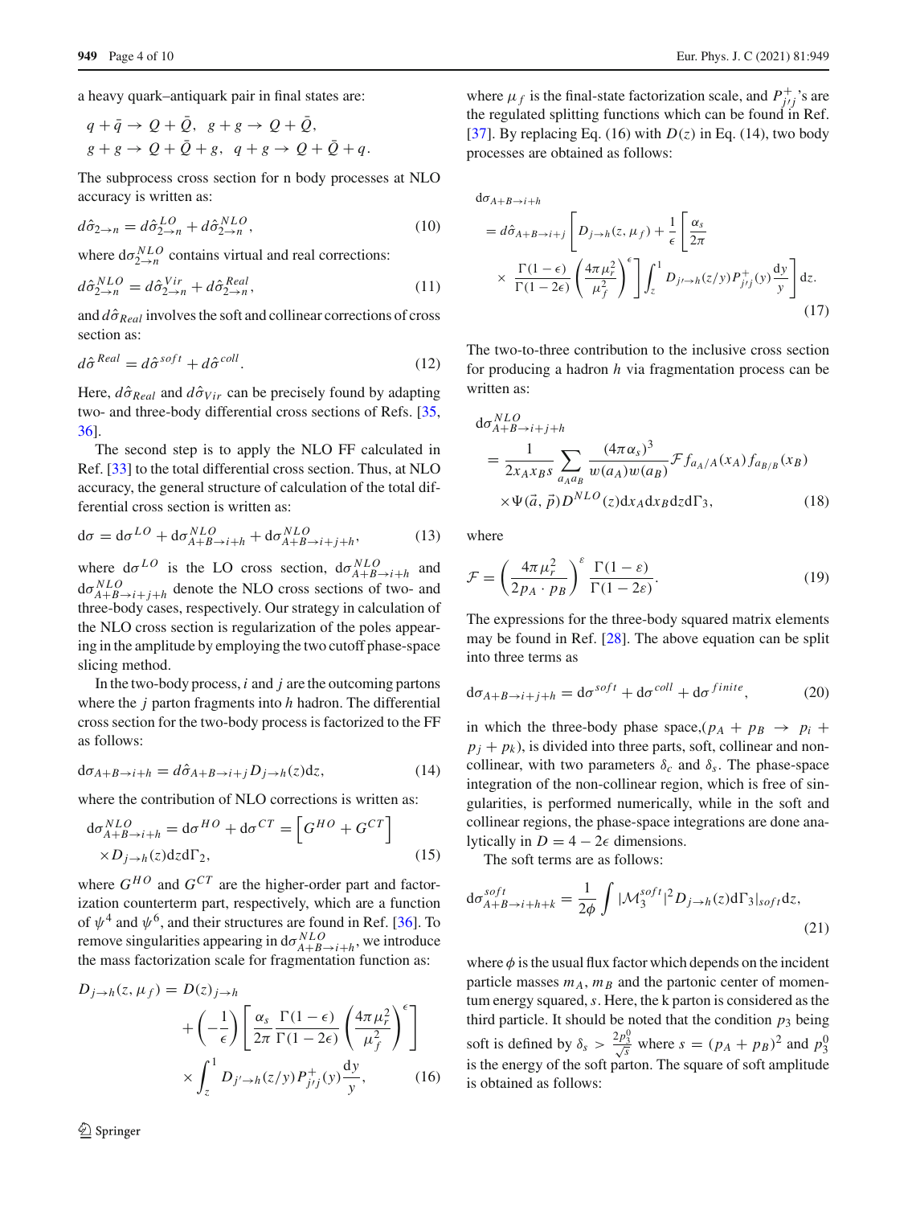a heavy quark–antiquark pair in final states are:

$$q+\bar{q}\to Q+\bar{Q},\quad g+g\to Q+\bar{Q},$$
$$g+g\to Q+\bar{Q}+g,\quad q+g\to Q+\bar{Q}+q.$$

The subprocess cross section for n body processes at NLO accuracy is written as:

$$d\hat{\sigma}_{2\to n}=d\hat{\sigma}^{LO}_{2\to n}+d\hat{\sigma}^{NLO}_{2\to n},\tag{10}$$

where $\mathrm{d}\sigma^{NLO}_{2\to n}$ contains virtual and real corrections:

$$d\hat{\sigma}^{NLO}_{2\to n}=d\hat{\sigma}^{Vir}_{2\to n}+d\hat{\sigma}^{Real}_{2\to n},\tag{11}$$

and $d\hat{\sigma}_{Real}$ involves the soft and collinear corrections of cross section as:

$$d\hat{\sigma}^{Real}=d\hat{\sigma}^{soft}+d\hat{\sigma}^{coll}.\tag{12}$$

Here, $d\hat{\sigma}_{Real}$ and $d\hat{\sigma}_{Vir}$ can be precisely found by adapting two- and three-body differential cross sections of Refs. [35, 36].

The second step is to apply the NLO FF calculated in Ref. [33] to the total differential cross section. Thus, at NLO accuracy, the general structure of calculation of the total differential cross section is written as:

$$\mathrm{d}\sigma=\mathrm{d}\sigma^{LO}+\mathrm{d}\sigma^{NLO}_{A+B\to i+h}+\mathrm{d}\sigma^{NLO}_{A+B\to i+j+h},\tag{13}$$

where $\mathrm{d}\sigma^{LO}$ is the LO cross section, $\mathrm{d}\sigma^{NLO}_{A+B\to i+h}$ and $\mathrm{d}\sigma^{NLO}_{A+B\to i+j+h}$ denote the NLO cross sections of two- and three-body cases, respectively. Our strategy in calculation of the NLO cross section is regularization of the poles appearing in the amplitude by employing the two cutoff phase-space slicing method.

In the two-body process, $i$ and $j$ are the outcoming partons where the $j$ parton fragments into $h$ hadron. The differential cross section for the two-body process is factorized to the FF as follows:

$$\mathrm{d}\sigma_{A+B\to i+h}=d\hat{\sigma}_{A+B\to i+j}D_{j\to h}(z)\mathrm{d}z,\tag{14}$$

where the contribution of NLO corrections is written as:

$$\mathrm{d}\sigma^{NLO}_{A+B\to i+h}=\mathrm{d}\sigma^{HO}+\mathrm{d}\sigma^{CT}=\left[G^{HO}+G^{CT}\right]\times D_{j\to h}(z)\mathrm{d}z\mathrm{d}\Gamma_2,\tag{15}$$

where $G^{HO}$ and $G^{CT}$ are the higher-order part and factorization counterterm part, respectively, which are a function of $\psi^4$ and $\psi^6$, and their structures are found in Ref. [36]. To remove singularities appearing in $\mathrm{d}\sigma^{NLO}_{A+B\to i+h}$, we introduce the mass factorization scale for fragmentation function as:

$$D_{j\to h}(z,\mu_f)=D(z)_{j\to h}+\left(-\frac{1}{\epsilon}\right)\left[\frac{\alpha_s}{2\pi}\frac{\Gamma(1-\epsilon)}{\Gamma(1-2\epsilon)}\left(\frac{4\pi\mu_r^2}{\mu_f^2}\right)^{\epsilon}\right]\times\int_z^1 D_{j'\to h}(z/y)P^{+}_{j'j}(y)\frac{\mathrm{d}y}{y},\tag{16}$$

where $\mu_f$ is the final-state factorization scale, and $P^{+}_{j'j}$'s are the regulated splitting functions which can be found in Ref. [37]. By replacing Eq. (16) with $D(z)$ in Eq. (14), two body processes are obtained as follows:

$$\mathrm{d}\sigma_{A+B\to i+h}=d\hat{\sigma}_{A+B\to i+j}\left[D_{j\to h}(z,\mu_f)+\frac{1}{\epsilon}\left[\frac{\alpha_s}{2\pi}\times\frac{\Gamma(1-\epsilon)}{\Gamma(1-2\epsilon)}\left(\frac{4\pi\mu_r^2}{\mu_f^2}\right)^{\epsilon}\right]\int_z^1 D_{j'\to h}(z/y)P^{+}_{j'j}(y)\frac{\mathrm{d}y}{y}\right]\mathrm{d}z.\tag{17}$$

The two-to-three contribution to the inclusive cross section for producing a hadron $h$ via fragmentation process can be written as:

$$\mathrm{d}\sigma^{NLO}_{A+B\to i+j+h}=\frac{1}{2x_Ax_BS}\sum_{a_Aa_B}\frac{(4\pi\alpha_s)^3}{w(a_A)w(a_B)}\mathcal{F}f_{a_A/A}(x_A)f_{a_B/B}(x_B)\times\Psi(\vec{a},\vec{p})D^{NLO}(z)\mathrm{d}x_A\mathrm{d}x_B\mathrm{d}z\mathrm{d}\Gamma_3,\tag{18}$$

where

$$\mathcal{F}=\left(\frac{4\pi\mu_r^2}{2p_A\cdot p_B}\right)^{\varepsilon}\frac{\Gamma(1-\varepsilon)}{\Gamma(1-2\varepsilon)}.\tag{19}$$

The expressions for the three-body squared matrix elements may be found in Ref. [28]. The above equation can be split into three terms as

$$\mathrm{d}\sigma_{A+B\to i+j+h}=\mathrm{d}\sigma^{soft}+\mathrm{d}\sigma^{coll}+\mathrm{d}\sigma^{finite},\tag{20}$$

in which the three-body phase space,($p_A+p_B\to p_i+p_j+p_k$), is divided into three parts, soft, collinear and non-collinear, with two parameters $\delta_c$ and $\delta_s$. The phase-space integration of the non-collinear region, which is free of singularities, is performed numerically, while in the soft and collinear regions, the phase-space integrations are done analytically in $D=4-2\epsilon$ dimensions.

The soft terms are as follows:

$$\mathrm{d}\sigma^{soft}_{A+B\to i+h+k}=\frac{1}{2\phi}\int|\mathcal{M}^{soft}_3|^2D_{j\to h}(z)\mathrm{d}\Gamma_3|_{soft}\mathrm{d}z,\tag{21}$$

where $\phi$ is the usual flux factor which depends on the incident particle masses $m_A$, $m_B$ and the partonic center of momentum energy squared, $s$. Here, the k parton is considered as the third particle. It should be noted that the condition $p_3$ being soft is defined by $\delta_s>\frac{2p_3^0}{\sqrt{s}}$ where $s=(p_A+p_B)^2$ and $p_3^0$ is the energy of the soft parton. The square of soft amplitude is obtained as follows: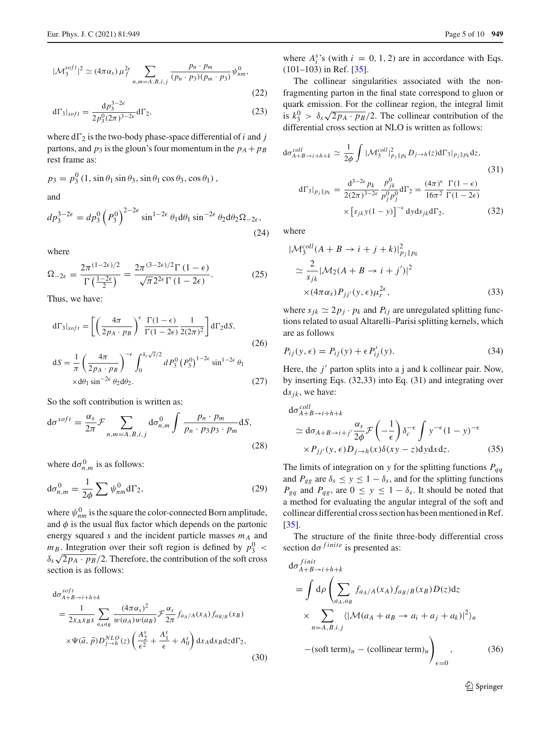$$|\mathcal{M}_3^{soft}|^2 \simeq (4\pi\alpha_s)\,\mu_f^{2\epsilon} \sum_{n,m=A,B,i,j} \frac{p_n \cdot p_m}{(p_n \cdot p_3)(p_m \cdot p_3)} \psi^0_{nm}, \tag{22}$$

$$\mathrm{d}\Gamma_3|_{soft} = \frac{\mathrm{d}p_3^{3-2\epsilon}}{2p_3^0(2\pi)^{3-2\epsilon}} \mathrm{d}\Gamma_2, \tag{23}$$

where $\mathrm{d}\Gamma_2$ is the two-body phase-space differential of $i$ and $j$ partons, and $p_3$ is the gloun's four momentum in the $p_A + p_B$ rest frame as:

$$p_3 = p_3^0\,(1, \sin\theta_1 \sin\theta_3, \sin\theta_1 \cos\theta_3, \cos\theta_1)\,,$$

and

$$dp_3^{3-2\epsilon} = dp_3^0 \left(P_3^0\right)^{2-2\epsilon} \sin^{1-2\epsilon}\theta_1 \mathrm{d}\theta_1 \sin^{-2\epsilon}\theta_2 \mathrm{d}\theta_2 \Omega_{-2\epsilon}, \tag{24}$$

where

$$\Omega_{-2\epsilon} = \frac{2\pi^{(1-2\epsilon)/2}}{\Gamma\left(\frac{1-2\epsilon}{2}\right)} = \frac{2\pi^{(3-2\epsilon)/2}\Gamma(1-\epsilon)}{\sqrt{\pi}2^{2\epsilon}\Gamma(1-2\epsilon)}. \tag{25}$$

Thus, we have:

$$\mathrm{d}\Gamma_3|_{soft} = \left[\left(\frac{4\pi}{2p_A \cdot p_B}\right)^{\epsilon} \frac{\Gamma(1-\epsilon)}{\Gamma(1-2\epsilon)} \frac{1}{2(2\pi)^2}\right] \mathrm{d}\Gamma_2 \mathrm{d}S, \tag{26}$$

$$\mathrm{d}S = \frac{1}{\pi}\left(\frac{4\pi}{2p_A \cdot p_B}\right)^{-\epsilon} \int_0^{\delta_s\sqrt{s}/2} d\,P_3^0 \left(P_3^0\right)^{1-2\epsilon} \sin^{1-2\epsilon}\theta_1 \times \mathrm{d}\theta_1 \sin^{-2\epsilon}\theta_2 \mathrm{d}\theta_2. \tag{27}$$

So the soft contribution is written as:

$$\mathrm{d}\sigma^{soft} = \frac{\alpha_s}{2\pi}\mathcal{F} \sum_{n,m=A,B,i,j} \mathrm{d}\sigma^0_{n,m} \int \frac{p_n \cdot p_m}{p_n \cdot p_3 p_3 \cdot p_m} \mathrm{d}S, \tag{28}$$

where $\mathrm{d}\sigma^0_{n,m}$ is as follows:

$$\mathrm{d}\sigma^0_{n,m} = \frac{1}{2\phi} \sum \psi^0_{nm} \mathrm{d}\Gamma_2, \tag{29}$$

where $\psi^0_{nm}$ is the square the color-connected Born amplitude, and $\phi$ is the usual flux factor which depends on the partonic energy squared $s$ and the incident particle masses $m_A$ and $m_B$. Integration over their soft region is defined by $p_3^0 < \delta_s\sqrt{2p_A \cdot p_B}/2$. Therefore, the contribution of the soft cross section is as follows:

$$\begin{aligned}
&\mathrm{d}\sigma^{soft}_{A+B\to i+h+k} \\
&= \frac{1}{2x_A x_B s} \sum_{a_A a_B} \frac{(4\pi\alpha_s)^2}{w(a_A)w(a_B)} \mathcal{F} \frac{\alpha_s}{2\pi} f_{a_A/A}(x_A) f_{a_B/B}(x_B) \\
&\quad \times \Psi(\vec{a},\vec{p}) D^{NLO}_{j\to h}(z) \left(\frac{A_2^s}{\epsilon^2} + \frac{A_1^s}{\epsilon} + A_0^s\right) \mathrm{d}x_A \mathrm{d}x_B \mathrm{d}z \mathrm{d}\Gamma_2,
\end{aligned} \tag{30}$$

where $A_i^s$'s (with $i = 0, 1, 2$) are in accordance with Eqs. (101–103) in Ref. [35].

The collinear singularities associated with the non-fragmenting parton in the final state correspond to gluon or quark emission. For the collinear region, the integral limit is $k_3^0 > \delta_s\sqrt{2p_A \cdot p_B}/2$. The collinear contribution of the differential cross section at NLO is written as follows:

$$\mathrm{d}\sigma^{coll}_{A+B\to i+h+k} \simeq \frac{1}{2\phi} \int |\mathcal{M}_3^{coll}|^2_{p_j\parallel p_k} D_{j\to h}(z) \mathrm{d}\Gamma_3|_{p_j\parallel p_k} \mathrm{d}z, \tag{31}$$

$$\begin{aligned}
\mathrm{d}\Gamma_3|_{p_j\parallel p_k} &= \frac{\mathrm{d}^{3-2\epsilon} p_k}{2(2\pi)^{3-2\epsilon}} \frac{p^0_{jk}}{p^0_j p^0_j} \mathrm{d}\Gamma_2 = \frac{(4\pi)^\epsilon}{16\pi^2} \frac{\Gamma(1-\epsilon)}{\Gamma(1-2\epsilon)} \\
&\quad \times \left[s_{jk} y(1-y)\right]^{-\epsilon} \mathrm{d}y \mathrm{d}s_{jk} \mathrm{d}\Gamma_2,
\end{aligned} \tag{32}$$

where

$$\begin{aligned}
&|\mathcal{M}_3^{coll}(A+B\to i+j+k)|^2_{p_j\parallel p_k} \\
&\simeq \frac{2}{s_{jk}} |\mathcal{M}_2(A+B\to i+j')|^2 \\
&\quad \times (4\pi\alpha_s) P_{jj'}(y,\epsilon) \mu_r^{2\epsilon},
\end{aligned} \tag{33}$$

where $s_{jk} \simeq 2p_j \cdot p_k$ and $P_{ij}$ are unregulated splitting functions related to usual Altarelli–Parisi splitting kernels, which are as follows

$$P_{ij}(y,\epsilon) = P_{ij}(y) + \epsilon P'_{ij}(y). \tag{34}$$

Here, the $j'$ parton splits into a $j$ and k collinear pair. Now, by inserting Eqs. (32,33) into Eq. (31) and integrating over $\mathrm{d}s_{jk}$, we have:

$$\begin{aligned}
&\mathrm{d}\sigma^{coll}_{A+B\to i+h+k} \\
&\simeq \mathrm{d}\sigma_{A+B\to i+j'} \frac{\alpha_s}{2\phi} \mathcal{F}\left(-\frac{1}{\epsilon}\right) \delta_c^{-\epsilon} \int y^{-\epsilon}(1-y)^{-\epsilon} \\
&\quad \times P_{jj'}(y,\epsilon) D_{j\to h}(x) \delta(xy - z) \mathrm{d}y \mathrm{d}x \mathrm{d}z.
\end{aligned} \tag{35}$$

The limits of integration on $y$ for the splitting functions $P_{qq}$ and $P_{gg}$ are $\delta_s \le y \le 1 - \delta_s$, and for the splitting functions $P_{gq}$ and $P_{qg}$, are $0 \le y \le 1 - \delta_s$. It should be noted that a method for evaluating the angular integral of the soft and collinear differential cross section has been mentioned in Ref. [35].

The structure of the finite three-body differential cross section $\mathrm{d}\sigma^{finite}$ is presented as:

$$\begin{aligned}
&\mathrm{d}\sigma^{finit}_{A+B\to i+h+k} \\
&= \int \mathrm{d}\rho \left( \sum_{a_A,a_B} f_{a_A/A}(x_A) f_{a_B/B}(x_B) D(z) \mathrm{d}z \right. \\
&\quad \times \sum_{n=A,B.i.j} \langle |\mathcal{M}(a_A + a_B \to a_i + a_j + a_k)|^2 \rangle_n \\
&\quad \left. - (\text{soft term})_n - (\text{collinear term})_n \right)_{\epsilon=0},
\end{aligned} \tag{36}$$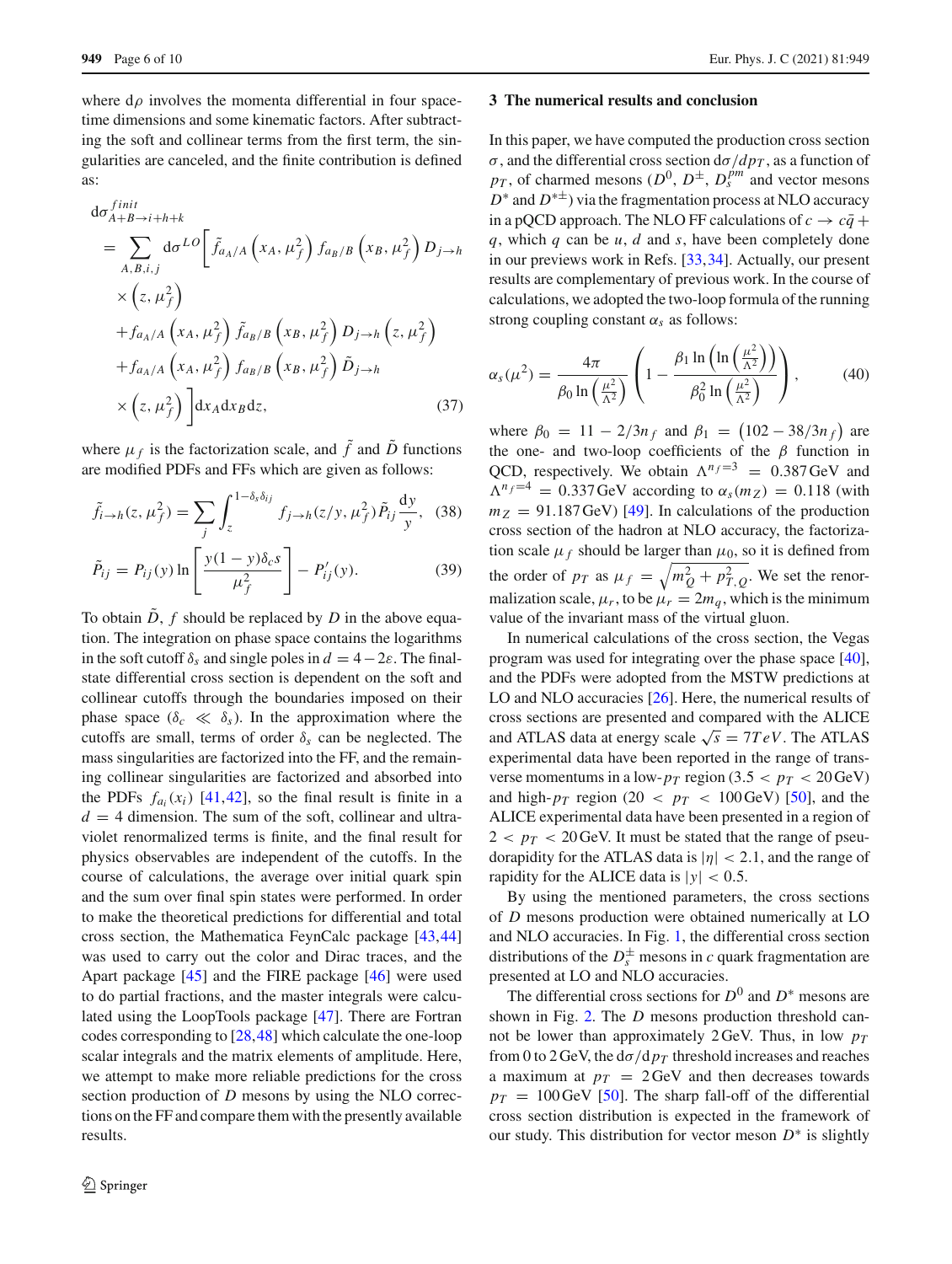where $d\rho$ involves the momenta differential in four space-time dimensions and some kinematic factors. After subtracting the soft and collinear terms from the first term, the singularities are canceled, and the finite contribution is defined as:

$$
\begin{aligned}
d\sigma^{finit}_{A+B\to i+h+k} &= \sum_{A,B,i,j} d\sigma^{LO}\Big[\tilde{f}_{a_A/A}\left(x_A,\mu_f^2\right) f_{a_B/B}\left(x_B,\mu_f^2\right) D_{j\to h}\\
&\times\left(z,\mu_f^2\right)\\
&+f_{a_A/A}\left(x_A,\mu_f^2\right)\tilde{f}_{a_B/B}\left(x_B,\mu_f^2\right) D_{j\to h}\left(z,\mu_f^2\right)\\
&+f_{a_A/A}\left(x_A,\mu_f^2\right) f_{a_B/B}\left(x_B,\mu_f^2\right)\tilde{D}_{j\to h}\\
&\times\left(z,\mu_f^2\right)\Big]dx_A dx_B dz,
\end{aligned}
\tag{37}
$$

where $\mu_f$ is the factorization scale, and $\tilde{f}$ and $\tilde{D}$ functions are modified PDFs and FFs which are given as follows:

$$
\tilde{f}_{i\to h}(z,\mu_f^2) = \sum_j \int_z^{1-\delta_s\delta_{ij}} f_{j\to h}(z/y,\mu_f^2)\tilde{P}_{ij}\frac{dy}{y}, \tag{38}
$$

$$
\tilde{P}_{ij} = P_{ij}(y)\ln\left[\frac{y(1-y)\delta_c s}{\mu_f^2}\right] - P'_{ij}(y). \tag{39}
$$

To obtain $\tilde{D}$, $f$ should be replaced by $D$ in the above equation. The integration on phase space contains the logarithms in the soft cutoff $\delta_s$ and single poles in $d = 4-2\varepsilon$. The final-state differential cross section is dependent on the soft and collinear cutoffs through the boundaries imposed on their phase space ($\delta_c \ll \delta_s$). In the approximation where the cutoffs are small, terms of order $\delta_s$ can be neglected. The mass singularities are factorized into the FF, and the remaining collinear singularities are factorized and absorbed into the PDFs $f_{a_i}(x_i)$ [41,42], so the final result is finite in a $d = 4$ dimension. The sum of the soft, collinear and ultraviolet renormalized terms is finite, and the final result for physics observables are independent of the cutoffs. In the course of calculations, the average over initial quark spin and the sum over final spin states were performed. In order to make the theoretical predictions for differential and total cross section, the Mathematica FeynCalc package [43,44] was used to carry out the color and Dirac traces, and the Apart package [45] and the FIRE package [46] were used to do partial fractions, and the master integrals were calculated using the LoopTools package [47]. There are Fortran codes corresponding to [28,48] which calculate the one-loop scalar integrals and the matrix elements of amplitude. Here, we attempt to make more reliable predictions for the cross section production of $D$ mesons by using the NLO corrections on the FF and compare them with the presently available results.

## 3 The numerical results and conclusion

In this paper, we have computed the production cross section $\sigma$, and the differential cross section $d\sigma/dp_T$, as a function of $p_T$, of charmed mesons ($D^0$, $D^{\pm}$, $D_s^{pm}$ and vector mesons $D^*$ and $D^{*\pm}$) via the fragmentation process at NLO accuracy in a pQCD approach. The NLO FF calculations of $c \to c\bar{q} + q$, which $q$ can be $u$, $d$ and $s$, have been completely done in our previews work in Refs. [33,34]. Actually, our present results are complementary of previous work. In the course of calculations, we adopted the two-loop formula of the running strong coupling constant $\alpha_s$ as follows:

$$
\alpha_s(\mu^2) = \frac{4\pi}{\beta_0 \ln\left(\frac{\mu^2}{\Lambda^2}\right)}\left(1 - \frac{\beta_1 \ln\left(\ln\left(\frac{\mu^2}{\Lambda^2}\right)\right)}{\beta_0^2 \ln\left(\frac{\mu^2}{\Lambda^2}\right)}\right), \tag{40}
$$

where $\beta_0 = 11 - 2/3n_f$ and $\beta_1 = \left(102 - 38/3n_f\right)$ are the one- and two-loop coefficients of the $\beta$ function in QCD, respectively. We obtain $\Lambda^{n_f=3} = 0.387\,\text{GeV}$ and $\Lambda^{n_f=4} = 0.337\,\text{GeV}$ according to $\alpha_s(m_Z) = 0.118$ (with $m_Z = 91.187\,\text{GeV}$) [49]. In calculations of the production cross section of the hadron at NLO accuracy, the factorization scale $\mu_f$ should be larger than $\mu_0$, so it is defined from the order of $p_T$ as $\mu_f = \sqrt{m_Q^2 + p_{T,Q}^2}$. We set the renormalization scale, $\mu_r$, to be $\mu_r = 2m_q$, which is the minimum value of the invariant mass of the virtual gluon.

In numerical calculations of the cross section, the Vegas program was used for integrating over the phase space [40], and the PDFs were adopted from the MSTW predictions at LO and NLO accuracies [26]. Here, the numerical results of cross sections are presented and compared with the ALICE and ATLAS data at energy scale $\sqrt{s} = 7TeV$. The ATLAS experimental data have been reported in the range of transverse momentums in a low-$p_T$ region ($3.5 < p_T < 20\,\text{GeV}$) and high-$p_T$ region ($20 < p_T < 100\,\text{GeV}$) [50], and the ALICE experimental data have been presented in a region of $2 < p_T < 20\,\text{GeV}$. It must be stated that the range of pseudorapidity for the ATLAS data is $|\eta| < 2.1$, and the range of rapidity for the ALICE data is $|y| < 0.5$.

By using the mentioned parameters, the cross sections of $D$ mesons production were obtained numerically at LO and NLO accuracies. In Fig. 1, the differential cross section distributions of the $D_s^{\pm}$ mesons in $c$ quark fragmentation are presented at LO and NLO accuracies.

The differential cross sections for $D^0$ and $D^*$ mesons are shown in Fig. 2. The $D$ mesons production threshold cannot be lower than approximately 2 GeV. Thus, in low $p_T$ from 0 to 2 GeV, the $d\sigma/dp_T$ threshold increases and reaches a maximum at $p_T = 2\,\text{GeV}$ and then decreases towards $p_T = 100\,\text{GeV}$ [50]. The sharp fall-off of the differential cross section distribution is expected in the framework of our study. This distribution for vector meson $D^*$ is slightly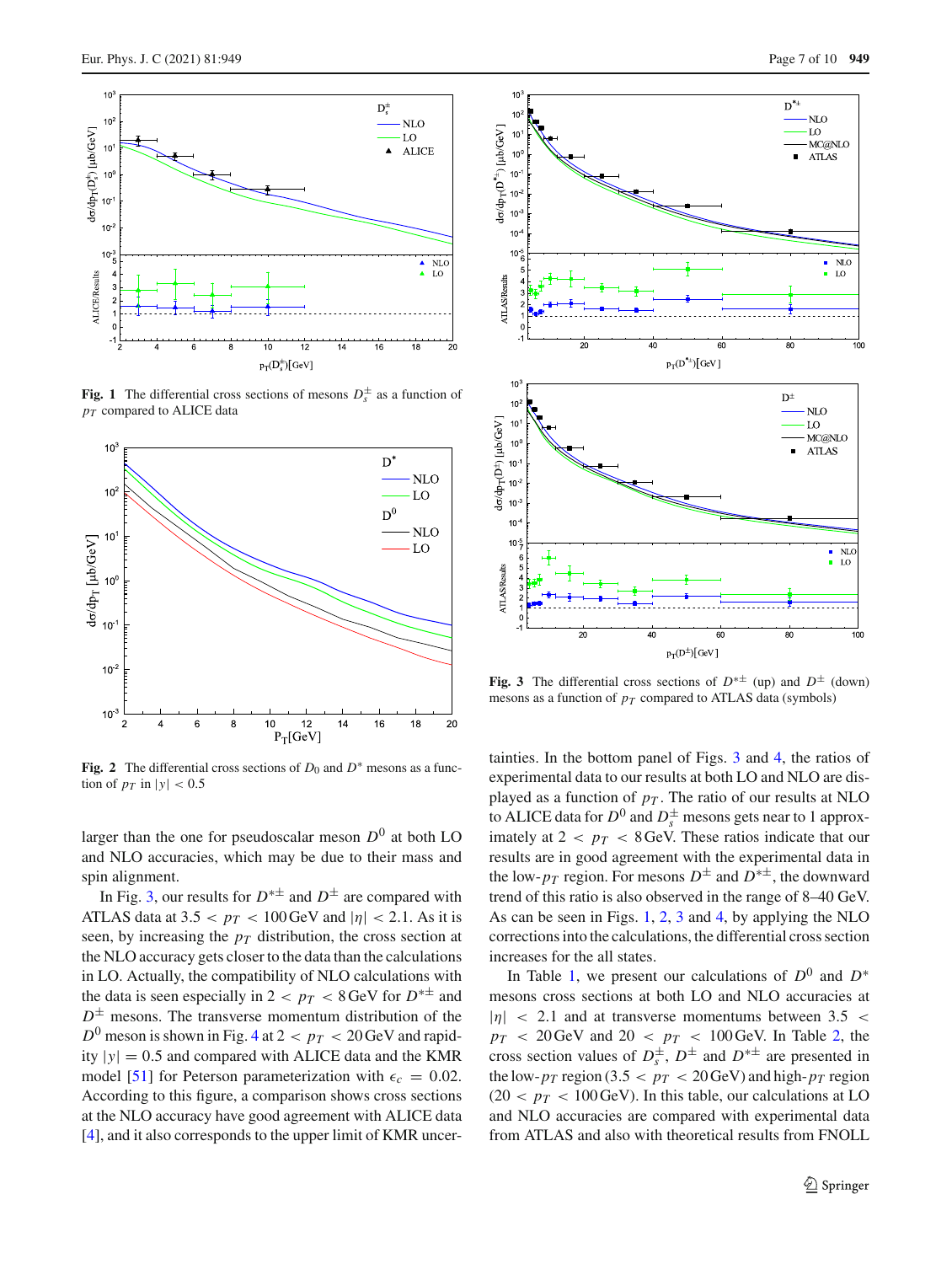**Fig. 1** The differential cross sections of mesons $D_s^{\pm}$ as a function of $p_T$ compared to ALICE data

**Fig. 2** The differential cross sections of $D_0$ and $D^*$ mesons as a function of $p_T$ in $|y| < 0.5$

larger than the one for pseudoscalar meson $D^0$ at both LO and NLO accuracies, which may be due to their mass and spin alignment.

In Fig. 3, our results for $D^{*\pm}$ and $D^{\pm}$ are compared with ATLAS data at $3.5 < p_T < 100$ GeV and $|\eta| < 2.1$. As it is seen, by increasing the $p_T$ distribution, the cross section at the NLO accuracy gets closer to the data than the calculations in LO. Actually, the compatibility of NLO calculations with the data is seen especially in $2 < p_T < 8$ GeV for $D^{*\pm}$ and $D^{\pm}$ mesons. The transverse momentum distribution of the $D^0$ meson is shown in Fig. 4 at $2 < p_T < 20$ GeV and rapidity $|y| = 0.5$ and compared with ALICE data and the KMR model [51] for Peterson parameterization with $\epsilon_c = 0.02$. According to this figure, a comparison shows cross sections at the NLO accuracy have good agreement with ALICE data [4], and it also corresponds to the upper limit of KMR uncertainties. In the bottom panel of Figs. 3 and 4, the ratios of experimental data to our results at both LO and NLO are displayed as a function of $p_T$. The ratio of our results at NLO to ALICE data for $D^0$ and $D_s^{\pm}$ mesons gets near to 1 approximately at $2 < p_T < 8$ GeV. These ratios indicate that our results are in good agreement with the experimental data in the low-$p_T$ region. For mesons $D^{\pm}$ and $D^{*\pm}$, the downward trend of this ratio is also observed in the range of 8–40 GeV. As can be seen in Figs. 1, 2, 3 and 4, by applying the NLO corrections into the calculations, the differential cross section increases for the all states.

**Fig. 3** The differential cross sections of $D^{*\pm}$ (up) and $D^{\pm}$ (down) mesons as a function of $p_T$ compared to ATLAS data (symbols)

In Table 1, we present our calculations of $D^0$ and $D^*$ mesons cross sections at both LO and NLO accuracies at $|\eta| < 2.1$ and transverse momentums between $3.5 < p_T < 20$ GeV and $20 < p_T < 100$ GeV. In Table 2, the cross section values of $D_s^{\pm}$, $D^{\pm}$ and $D^{*\pm}$ are presented in the low-$p_T$ region ($3.5 < p_T < 20$ GeV) and high-$p_T$ region ($20 < p_T < 100$ GeV). In this table, our calculations at LO and NLO accuracies are compared with experimental data from ATLAS and also with theoretical results from FNOLL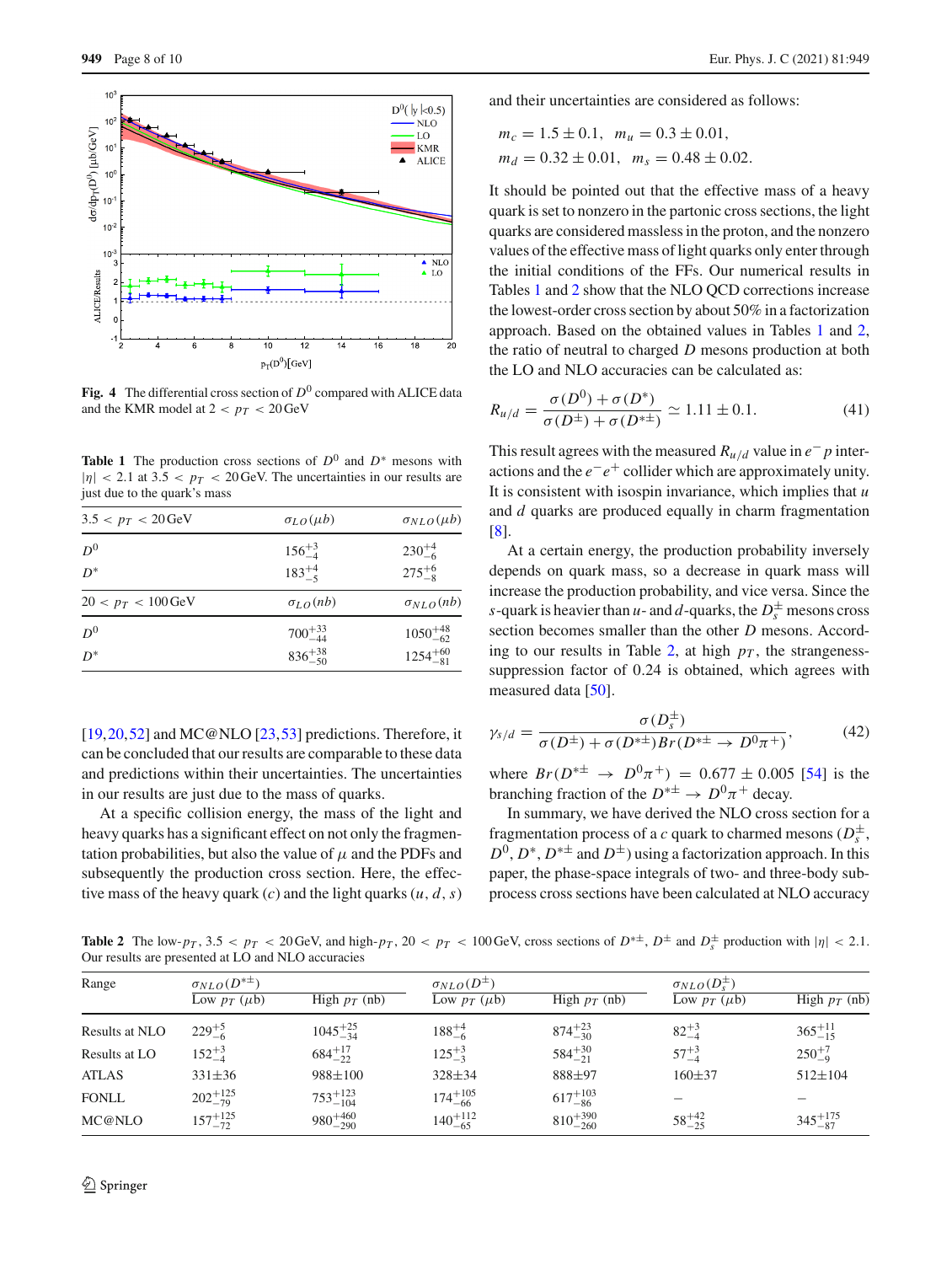**Fig. 4** The differential cross section of $D^0$ compared with ALICE data and the KMR model at $2 < p_T < 20\,\text{GeV}$

**Table 1** The production cross sections of $D^0$ and $D^*$ mesons with $|\eta| < 2.1$ at $3.5 < p_T < 20\,\text{GeV}$. The uncertainties in our results are just due to the quark's mass

| $3.5 < p_T < 20\,\text{GeV}$ | $\sigma_{LO}(\mu b)$ | $\sigma_{NLO}(\mu b)$ |
|---|---|---|
| $D^0$ | $156^{+3}_{-4}$ | $230^{+4}_{-6}$ |
| $D^*$ | $183^{+4}_{-5}$ | $275^{+6}_{-8}$ |
| $20 < p_T < 100\,\text{GeV}$ | $\sigma_{LO}(nb)$ | $\sigma_{NLO}(nb)$ |
| $D^0$ | $700^{+33}_{-44}$ | $1050^{+48}_{-62}$ |
| $D^*$ | $836^{+38}_{-50}$ | $1254^{+60}_{-81}$ |

[19,20,52] and MC@NLO [23,53] predictions. Therefore, it can be concluded that our results are comparable to these data and predictions within their uncertainties. The uncertainties in our results are just due to the mass of quarks.

At a specific collision energy, the mass of the light and heavy quarks has a significant effect on not only the fragmentation probabilities, but also the value of $\mu$ and the PDFs and subsequently the production cross section. Here, the effective mass of the heavy quark ($c$) and the light quarks ($u$, $d$, $s$) and their uncertainties are considered as follows:

$$m_c = 1.5 \pm 0.1, \quad m_u = 0.3 \pm 0.01,$$
$$m_d = 0.32 \pm 0.01, \quad m_s = 0.48 \pm 0.02.$$

It should be pointed out that the effective mass of a heavy quark is set to nonzero in the partonic cross sections, the light quarks are considered massless in the proton, and the nonzero values of the effective mass of light quarks only enter through the initial conditions of the FFs. Our numerical results in Tables 1 and 2 show that the NLO QCD corrections increase the lowest-order cross section by about 50% in a factorization approach. Based on the obtained values in Tables 1 and 2, the ratio of neutral to charged $D$ mesons production at both the LO and NLO accuracies can be calculated as:

$$R_{u/d} = \frac{\sigma(D^0) + \sigma(D^*)}{\sigma(D^{\pm}) + \sigma(D^{*\pm})} \simeq 1.11 \pm 0.1. \tag{41}$$

This result agrees with the measured $R_{u/d}$ value in $e^- p$ interactions and the $e^- e^+$ collider which are approximately unity. It is consistent with isospin invariance, which implies that $u$ and $d$ quarks are produced equally in charm fragmentation [8].

At a certain energy, the production probability inversely depends on quark mass, so a decrease in quark mass will increase the production probability, and vice versa. Since the $s$-quark is heavier than $u$- and $d$-quarks, the $D_s^{\pm}$ mesons cross section becomes smaller than the other $D$ mesons. According to our results in Table 2, at high $p_T$, the strangeness-suppression factor of 0.24 is obtained, which agrees with measured data [50].

$$\gamma_{s/d} = \frac{\sigma(D_s^{\pm})}{\sigma(D^{\pm}) + \sigma(D^{*\pm})Br(D^{*\pm} \to D^0\pi^+)}, \tag{42}$$

where $Br(D^{*\pm} \to D^0\pi^+) = 0.677 \pm 0.005$ [54] is the branching fraction of the $D^{*\pm} \to D^0\pi^+$ decay.

In summary, we have derived the NLO cross section for a fragmentation process of a $c$ quark to charmed mesons ($D_s^{\pm}$, $D^0$, $D^*$, $D^{*\pm}$ and $D^{\pm}$) using a factorization approach. In this paper, the phase-space integrals of two- and three-body subprocess cross sections have been calculated at NLO accuracy

**Table 2** The low-$p_T$, $3.5 < p_T < 20\,\text{GeV}$, and high-$p_T$, $20 < p_T < 100\,\text{GeV}$, cross sections of $D^{*\pm}$, $D^{\pm}$ and $D_s^{\pm}$ production with $|\eta| < 2.1$. Our results are presented at LO and NLO accuracies

| Range | $\sigma_{NLO}(D^{*\pm})$ | | $\sigma_{NLO}(D^{\pm})$ | | $\sigma_{NLO}(D_s^{\pm})$ | |
|---|---|---|---|---|---|---|
| | Low $p_T$ ($\mu$b) | High $p_T$ (nb) | Low $p_T$ ($\mu$b) | High $p_T$ (nb) | Low $p_T$ ($\mu$b) | High $p_T$ (nb) |
| Results at NLO | $229^{+5}_{-6}$ | $1045^{+25}_{-34}$ | $188^{+4}_{-6}$ | $874^{+23}_{-30}$ | $82^{+3}_{-4}$ | $365^{+11}_{-15}$ |
| Results at LO | $152^{+3}_{-4}$ | $684^{+17}_{-22}$ | $125^{+3}_{-3}$ | $584^{+30}_{-21}$ | $57^{+3}_{-4}$ | $250^{+7}_{-9}$ |
| ATLAS | 331±36 | 988±100 | 328±34 | 888±97 | 160±37 | 512±104 |
| FONLL | $202^{+125}_{-79}$ | $753^{+123}_{-104}$ | $174^{+105}_{-66}$ | $617^{+103}_{-86}$ | – | – |
| MC@NLO | $157^{+125}_{-72}$ | $980^{+460}_{-290}$ | $140^{+112}_{-65}$ | $810^{+390}_{-260}$ | $58^{+42}_{-25}$ | $345^{+175}_{-87}$ |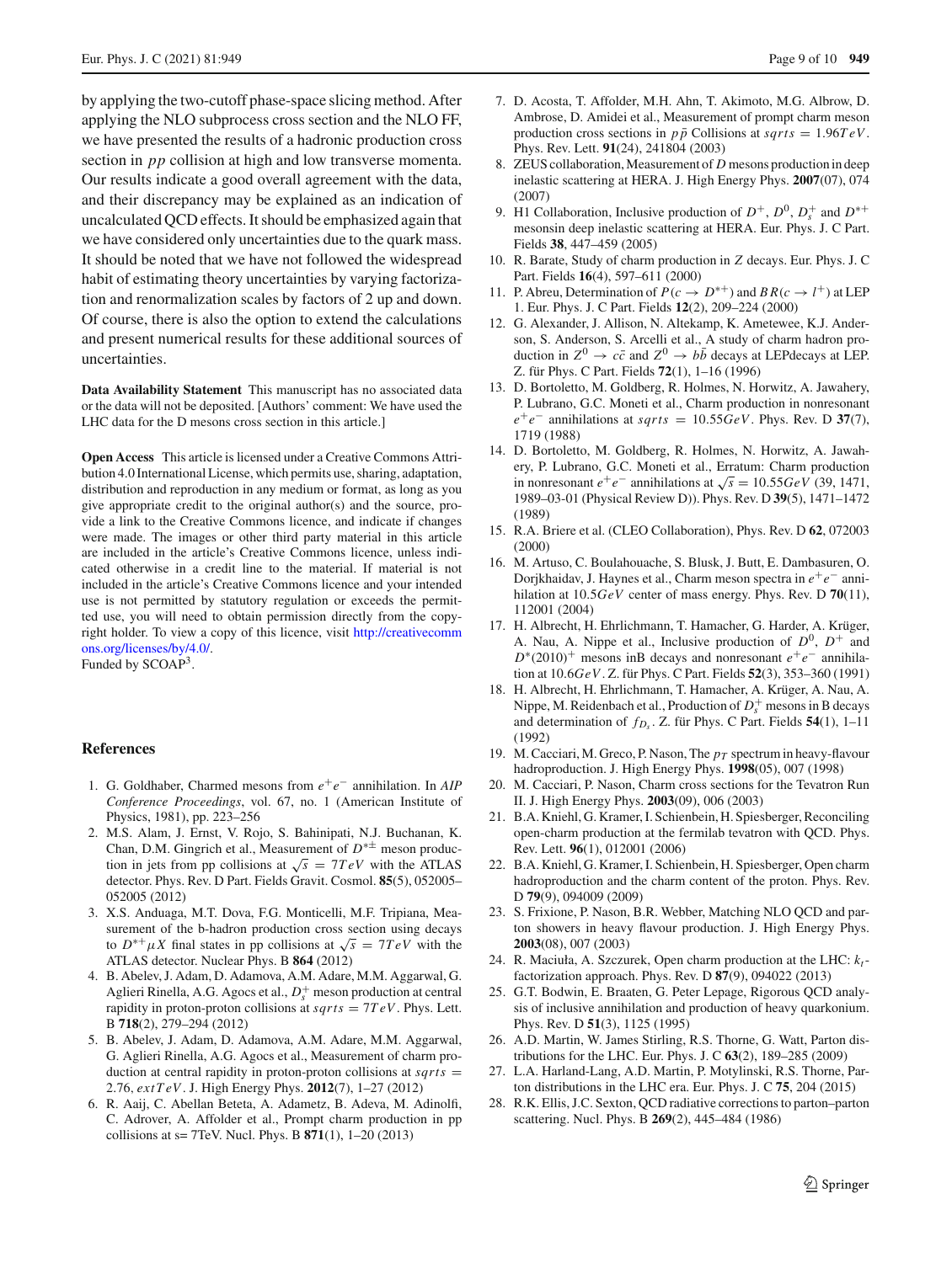by applying the two-cutoff phase-space slicing method. After applying the NLO subprocess cross section and the NLO FF, we have presented the results of a hadronic production cross section in $pp$ collision at high and low transverse momenta. Our results indicate a good overall agreement with the data, and their discrepancy may be explained as an indication of uncalculated QCD effects. It should be emphasized again that we have considered only uncertainties due to the quark mass. It should be noted that we have not followed the widespread habit of estimating theory uncertainties by varying factorization and renormalization scales by factors of 2 up and down. Of course, there is also the option to extend the calculations and present numerical results for these additional sources of uncertainties.

**Data Availability Statement** This manuscript has no associated data or the data will not be deposited. [Authors' comment: We have used the LHC data for the D mesons cross section in this article.]

**Open Access** This article is licensed under a Creative Commons Attribution 4.0 International License, which permits use, sharing, adaptation, distribution and reproduction in any medium or format, as long as you give appropriate credit to the original author(s) and the source, provide a link to the Creative Commons licence, and indicate if changes were made. The images or other third party material in this article are included in the article's Creative Commons licence, unless indicated otherwise in a credit line to the material. If material is not included in the article's Creative Commons licence and your intended use is not permitted by statutory regulation or exceeds the permitted use, you will need to obtain permission directly from the copyright holder. To view a copy of this licence, visit http://creativecommons.org/licenses/by/4.0/.
Funded by SCOAP[3].

## References

1. G. Goldhaber, Charmed mesons from $e^+e^-$ annihilation. In *AIP Conference Proceedings*, vol. 67, no. 1 (American Institute of Physics, 1981), pp. 223–256
2. M.S. Alam, J. Ernst, V. Rojo, S. Bahinipati, N.J. Buchanan, K. Chan, D.M. Gingrich et al., Measurement of $D^{*\pm}$ meson production in jets from pp collisions at $\sqrt{s} = 7TeV$ with the ATLAS detector. Phys. Rev. D Part. Fields Gravit. Cosmol. **85**(5), 052005–052005 (2012)
3. X.S. Anduaga, M.T. Dova, F.G. Monticelli, M.F. Tripiana, Measurement of the b-hadron production cross section using decays to $D^{*+}\mu X$ final states in pp collisions at $\sqrt{s} = 7TeV$ with the ATLAS detector. Nuclear Phys. B **864** (2012)
4. B. Abelev, J. Adam, D. Adamova, A.M. Adare, M.M. Aggarwal, G. Aglieri Rinella, A.G. Agocs et al., $D_s^+$ meson production at central rapidity in proton-proton collisions at $sqrts = 7TeV$. Phys. Lett. B **718**(2), 279–294 (2012)
5. B. Abelev, J. Adam, D. Adamova, A.M. Adare, M.M. Aggarwal, G. Aglieri Rinella, A.G. Agocs et al., Measurement of charm production at central rapidity in proton-proton collisions at $sqrts = 2.76, extTeV$. J. High Energy Phys. **2012**(7), 1–27 (2012)
6. R. Aaij, C. Abellan Beteta, A. Adametz, B. Adeva, M. Adinolfi, C. Adrover, A. Affolder et al., Prompt charm production in pp collisions at s= 7TeV. Nucl. Phys. B **871**(1), 1–20 (2013)
7. D. Acosta, T. Affolder, M.H. Ahn, T. Akimoto, M.G. Albrow, D. Ambrose, D. Amidei et al., Measurement of prompt charm meson production cross sections in $p\bar{p}$ Collisions at $sqrts = 1.96TeV$. Phys. Rev. Lett. **91**(24), 241804 (2003)
8. ZEUS collaboration, Measurement of $D$ mesons production in deep inelastic scattering at HERA. J. High Energy Phys. **2007**(07), 074 (2007)
9. H1 Collaboration, Inclusive production of $D^+$, $D^0$, $D_s^+$ and $D^{*+}$ mesonsin deep inelastic scattering at HERA. Eur. Phys. J. C Part. Fields **38**, 447–459 (2005)
10. R. Barate, Study of charm production in Z decays. Eur. Phys. J. C Part. Fields **16**(4), 597–611 (2000)
11. P. Abreu, Determination of $P(c \to D^{*+})$ and $BR(c \to l^+)$ at LEP 1. Eur. Phys. J. C Part. Fields **12**(2), 209–224 (2000)
12. G. Alexander, J. Allison, N. Altekamp, K. Ametewee, K.J. Anderson, S. Anderson, S. Arcelli et al., A study of charm hadron production in $Z^0 \to c\bar{c}$ and $Z^0 \to b\bar{b}$ decays at LEPdecays at LEP. Z. für Phys. C Part. Fields **72**(1), 1–16 (1996)
13. D. Bortoletto, M. Goldberg, R. Holmes, N. Horwitz, A. Jawahery, P. Lubrano, G.C. Moneti et al., Charm production in nonresonant $e^+e^-$ annihilations at $sqrts = 10.55GeV$. Phys. Rev. D **37**(7), 1719 (1988)
14. D. Bortoletto, M. Goldberg, R. Holmes, N. Horwitz, A. Jawahery, P. Lubrano, G.C. Moneti et al., Erratum: Charm production in nonresonant $e^+e^-$ annihilations at $\sqrt{s} = 10.55GeV$ (39, 1471, 1989–03-01 (Physical Review D)). Phys. Rev. D **39**(5), 1471–1472 (1989)
15. R.A. Briere et al. (CLEO Collaboration), Phys. Rev. D **62**, 072003 (2000)
16. M. Artuso, C. Boulahouache, S. Blusk, J. Butt, E. Dambasuren, O. Dorjkhaidav, J. Haynes et al., Charm meson spectra in $e^+e^-$ annihilation at $10.5GeV$ center of mass energy. Phys. Rev. D **70**(11), 112001 (2004)
17. H. Albrecht, H. Ehrlichmann, T. Hamacher, G. Harder, A. Krüger, A. Nau, A. Nippe et al., Inclusive production of $D^0$, $D^+$ and $D^*(2010)^+$ mesons inB decays and nonresonant $e^+e^-$ annihilation at $10.6GeV$. Z. für Phys. C Part. Fields **52**(3), 353–360 (1991)
18. H. Albrecht, H. Ehrlichmann, T. Hamacher, A. Krüger, A. Nau, A. Nippe, M. Reidenbach et al., Production of $D_s^+$ mesons in B decays and determination of $f_{D_s}$. Z. für Phys. C Part. Fields **54**(1), 1–11 (1992)
19. M. Cacciari, M. Greco, P. Nason, The $p_T$ spectrum in heavy-flavour hadroproduction. J. High Energy Phys. **1998**(05), 007 (1998)
20. M. Cacciari, P. Nason, Charm cross sections for the Tevatron Run II. J. High Energy Phys. **2003**(09), 006 (2003)
21. B.A. Kniehl, G. Kramer, I. Schienbein, H. Spiesberger, Reconciling open-charm production at the fermilab tevatron with QCD. Phys. Rev. Lett. **96**(1), 012001 (2006)
22. B.A. Kniehl, G. Kramer, I. Schienbein, H. Spiesberger, Open charm hadroproduction and the charm content of the proton. Phys. Rev. D **79**(9), 094009 (2009)
23. S. Frixione, P. Nason, B.R. Webber, Matching NLO QCD and parton showers in heavy flavour production. J. High Energy Phys. **2003**(08), 007 (2003)
24. R. Maciuła, A. Szczurek, Open charm production at the LHC: $k_t$-factorization approach. Phys. Rev. D **87**(9), 094022 (2013)
25. G.T. Bodwin, E. Braaten, G. Peter Lepage, Rigorous QCD analysis of inclusive annihilation and production of heavy quarkonium. Phys. Rev. D **51**(3), 1125 (1995)
26. A.D. Martin, W. James Stirling, R.S. Thorne, G. Watt, Parton distributions for the LHC. Eur. Phys. J. C **63**(2), 189–285 (2009)
27. L.A. Harland-Lang, A.D. Martin, P. Motylinski, R.S. Thorne, Parton distributions in the LHC era. Eur. Phys. J. C **75**, 204 (2015)
28. R.K. Ellis, J.C. Sexton, QCD radiative corrections to parton–parton scattering. Nucl. Phys. B **269**(2), 445–484 (1986)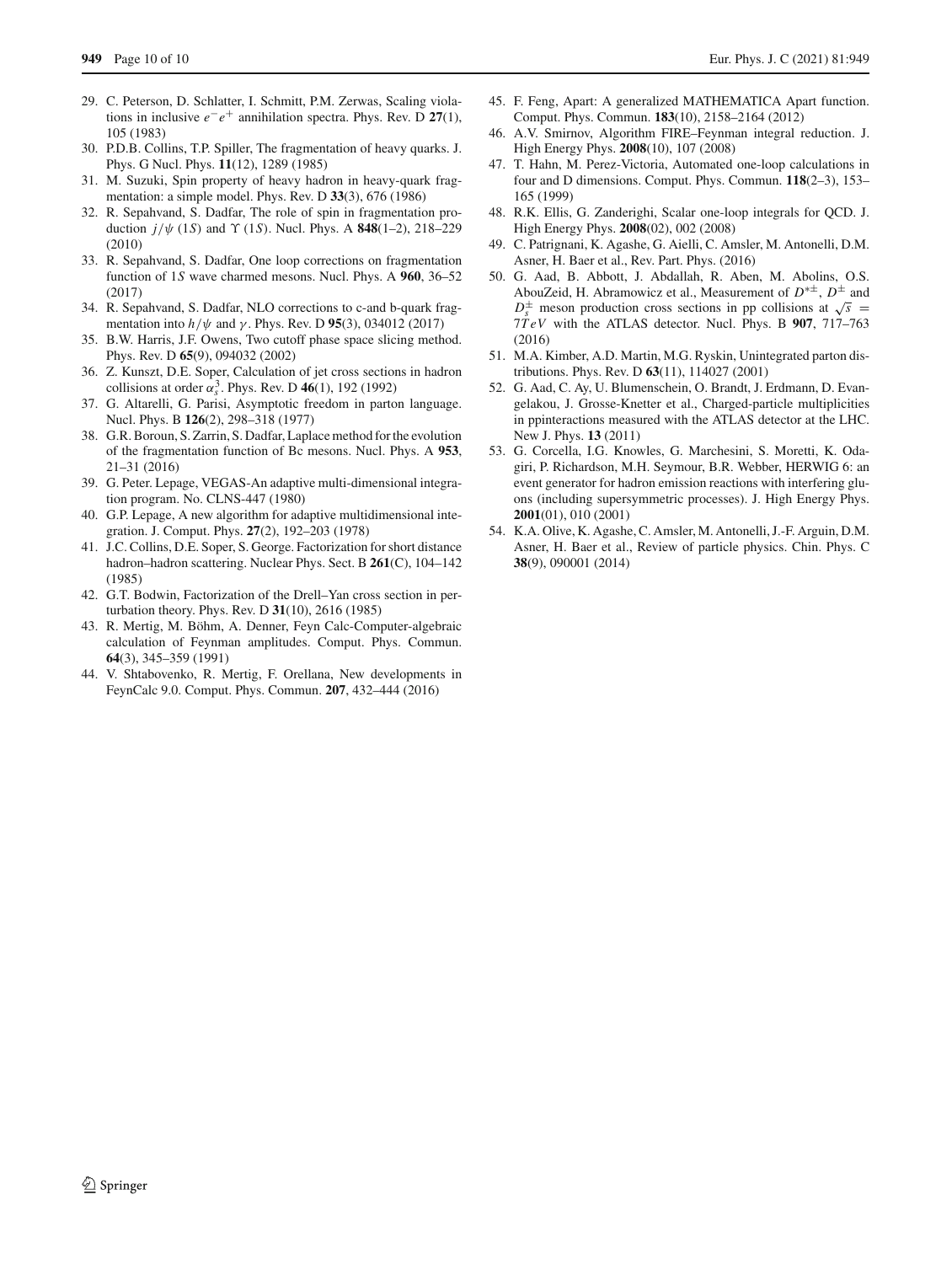29. C. Peterson, D. Schlatter, I. Schmitt, P.M. Zerwas, Scaling violations in inclusive $e^-e^+$ annihilation spectra. Phys. Rev. D **27**(1), 105 (1983)
30. P.D.B. Collins, T.P. Spiller, The fragmentation of heavy quarks. J. Phys. G Nucl. Phys. **11**(12), 1289 (1985)
31. M. Suzuki, Spin property of heavy hadron in heavy-quark fragmentation: a simple model. Phys. Rev. D **33**(3), 676 (1986)
32. R. Sepahvand, S. Dadfar, The role of spin in fragmentation production $j/\psi$ (1*S*) and $\Upsilon$ (1*S*). Nucl. Phys. A **848**(1–2), 218–229 (2010)
33. R. Sepahvand, S. Dadfar, One loop corrections on fragmentation function of 1*S* wave charmed mesons. Nucl. Phys. A **960**, 36–52 (2017)
34. R. Sepahvand, S. Dadfar, NLO corrections to c-and b-quark fragmentation into $h/\psi$ and $\gamma$. Phys. Rev. D **95**(3), 034012 (2017)
35. B.W. Harris, J.F. Owens, Two cutoff phase space slicing method. Phys. Rev. D **65**(9), 094032 (2002)
36. Z. Kunszt, D.E. Soper, Calculation of jet cross sections in hadron collisions at order $\alpha_s^3$. Phys. Rev. D **46**(1), 192 (1992)
37. G. Altarelli, G. Parisi, Asymptotic freedom in parton language. Nucl. Phys. B **126**(2), 298–318 (1977)
38. G.R. Boroun, S. Zarrin, S. Dadfar, Laplace method for the evolution of the fragmentation function of Bc mesons. Nucl. Phys. A **953**, 21–31 (2016)
39. G. Peter. Lepage, VEGAS-An adaptive multi-dimensional integration program. No. CLNS-447 (1980)
40. G.P. Lepage, A new algorithm for adaptive multidimensional integration. J. Comput. Phys. **27**(2), 192–203 (1978)
41. J.C. Collins, D.E. Soper, S. George. Factorization for short distance hadron–hadron scattering. Nuclear Phys. Sect. B **261**(C), 104–142 (1985)
42. G.T. Bodwin, Factorization of the Drell–Yan cross section in perturbation theory. Phys. Rev. D **31**(10), 2616 (1985)
43. R. Mertig, M. Böhm, A. Denner, Feyn Calc-Computer-algebraic calculation of Feynman amplitudes. Comput. Phys. Commun. **64**(3), 345–359 (1991)
44. V. Shtabovenko, R. Mertig, F. Orellana, New developments in FeynCalc 9.0. Comput. Phys. Commun. **207**, 432–444 (2016)
45. F. Feng, Apart: A generalized MATHEMATICA Apart function. Comput. Phys. Commun. **183**(10), 2158–2164 (2012)
46. A.V. Smirnov, Algorithm FIRE–Feynman integral reduction. J. High Energy Phys. **2008**(10), 107 (2008)
47. T. Hahn, M. Perez-Victoria, Automated one-loop calculations in four and D dimensions. Comput. Phys. Commun. **118**(2–3), 153–165 (1999)
48. R.K. Ellis, G. Zanderighi, Scalar one-loop integrals for QCD. J. High Energy Phys. **2008**(02), 002 (2008)
49. C. Patrignani, K. Agashe, G. Aielli, C. Amsler, M. Antonelli, D.M. Asner, H. Baer et al., Rev. Part. Phys. (2016)
50. G. Aad, B. Abbott, J. Abdallah, R. Aben, M. Abolins, O.S. AbouZeid, H. Abramowicz et al., Measurement of $D^{*\pm}$, $D^{\pm}$ and $D_s^{\pm}$ meson production cross sections in pp collisions at $\sqrt{s} = 7TeV$ with the ATLAS detector. Nucl. Phys. B **907**, 717–763 (2016)
51. M.A. Kimber, A.D. Martin, M.G. Ryskin, Unintegrated parton distributions. Phys. Rev. D **63**(11), 114027 (2001)
52. G. Aad, C. Ay, U. Blumenschein, O. Brandt, J. Erdmann, D. Evangelakou, J. Grosse-Knetter et al., Charged-particle multiplicities in ppinteractions measured with the ATLAS detector at the LHC. New J. Phys. **13** (2011)
53. G. Corcella, I.G. Knowles, G. Marchesini, S. Moretti, K. Odagiri, P. Richardson, M.H. Seymour, B.R. Webber, HERWIG 6: an event generator for hadron emission reactions with interfering gluons (including supersymmetric processes). J. High Energy Phys. **2001**(01), 010 (2001)
54. K.A. Olive, K. Agashe, C. Amsler, M. Antonelli, J.-F. Arguin, D.M. Asner, H. Baer et al., Review of particle physics. Chin. Phys. C **38**(9), 090001 (2014)